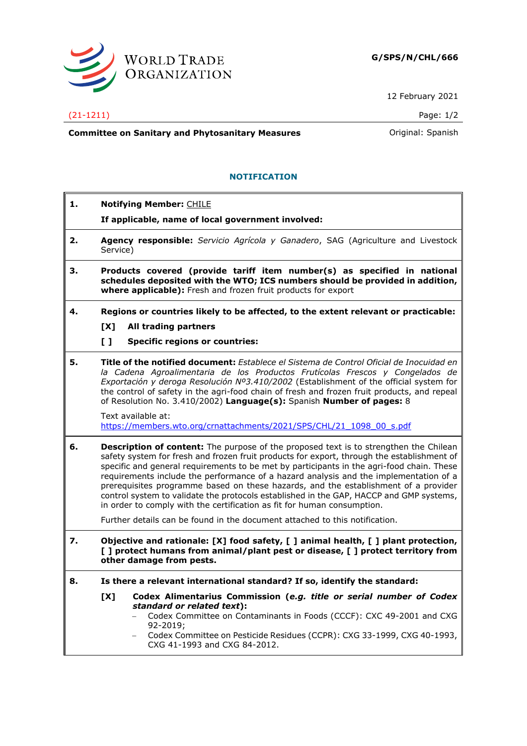**G/SPS/N/CHL/666**

12 February 2021

(21-1211)

**Committee on Sanitary and Phytosanitary Measures** Original: Spanish

## NOTIFICATION

**1. Notifying Member:** CHILE

**If applicable, name of local government involved:**

**2. Agency responsible:** *Servicio Agrícola y Ganadero*, SAG (Agriculture and Livestock Service)

**3. Products covered (provide tariff item number(s) as specified in national schedules deposited with the WTO; ICS numbers should be provided in addition, where applicable):** Fresh and frozen fruit products for export

**4. Regions or countries likely to be affected, to the extent relevant or practicable:**

**[X] All trading partners**

**[ ] Specific regions or countries:**

**5. Title of the notified document:** *Establece el Sistema de Control Oficial de Inocuidad en la Cadena Agroalimentaria de los Productos Frutícolas Frescos y Congelados de Exportación y deroga Resolución Nº3.410/2002* (Establishment of the official system for the control of safety in the agri-food chain of fresh and frozen fruit products, and repeal of Resolution No. 3.410/2002) **Language(s):** Spanish **Number of pages:** 8

Text available at:
https://members.wto.org/crnattachments/2021/SPS/CHL/21_1098_00_s.pdf

**6. Description of content:** The purpose of the proposed text is to strengthen the Chilean safety system for fresh and frozen fruit products for export, through the establishment of specific and general requirements to be met by participants in the agri-food chain. These requirements include the performance of a hazard analysis and the implementation of a prerequisites programme based on these hazards, and the establishment of a provider control system to validate the protocols established in the GAP, HACCP and GMP systems, in order to comply with the certification as fit for human consumption.

Further details can be found in the document attached to this notification.

**7. Objective and rationale: [X] food safety, [ ] animal health, [ ] plant protection, [ ] protect humans from animal/plant pest or disease, [ ] protect territory from other damage from pests.**

**8. Is there a relevant international standard? If so, identify the standard:**

**[X] Codex Alimentarius Commission (*e.g. title or serial number of Codex standard or related text*):**

- Codex Committee on Contaminants in Foods (CCCF): CXC 49-2001 and CXG 92-2019;
- Codex Committee on Pesticide Residues (CCPR): CXG 33-1999, CXG 40-1993, CXG 41-1993 and CXG 84-2012.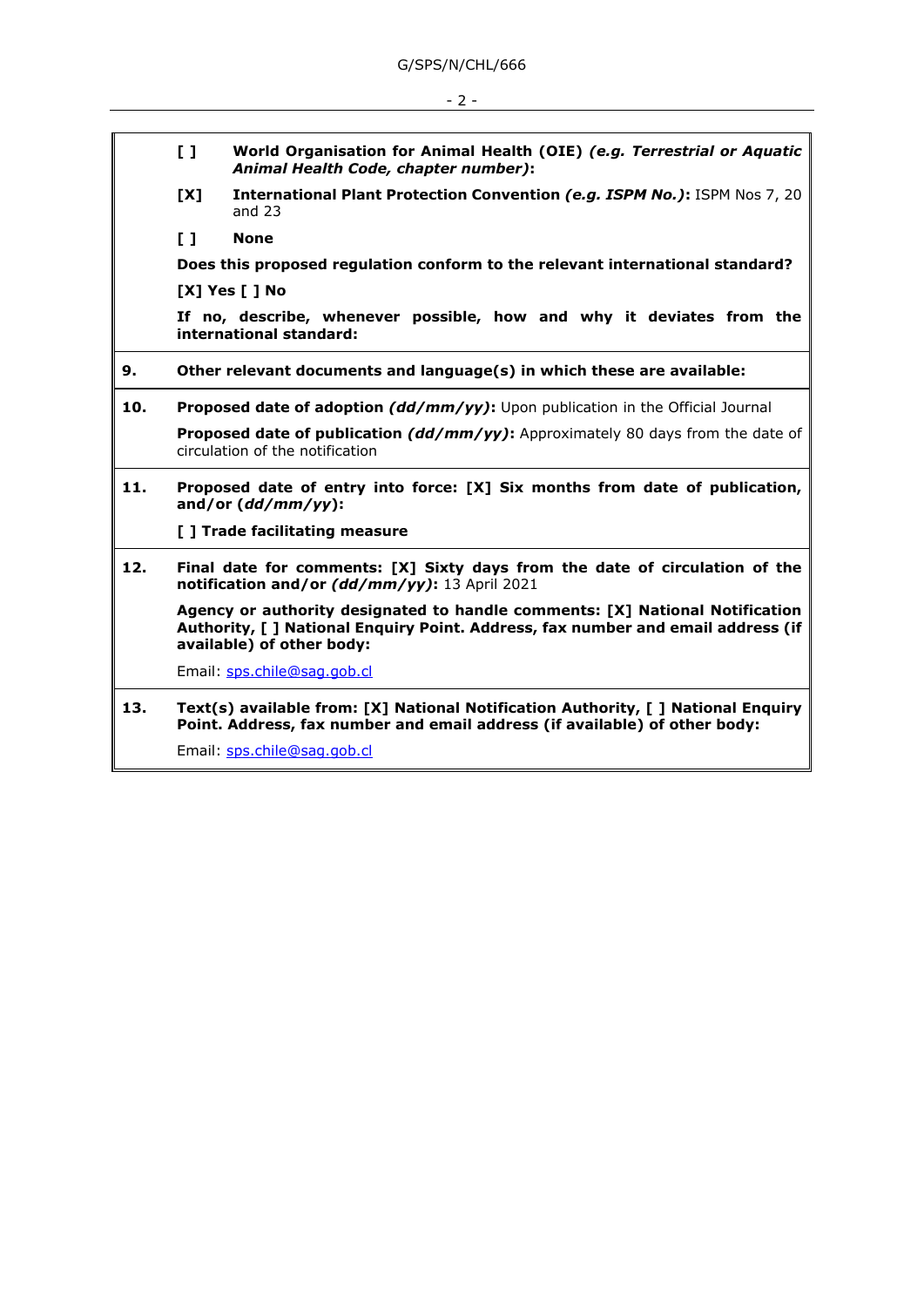[ ] **World Organisation for Animal Health (OIE)** ***(e.g. Terrestrial or Aquatic Animal Health Code, chapter number)*****:**

[X] **International Plant Protection Convention** ***(e.g. ISPM No.)*****:** ISPM Nos 7, 20 and 23

[ ] **None**

**Does this proposed regulation conform to the relevant international standard?**

**[X] Yes [ ] No**

**If no, describe, whenever possible, how and why it deviates from the international standard:**

**9. Other relevant documents and language(s) in which these are available:**

**10. Proposed date of adoption** ***(dd/mm/yy)*****:** Upon publication in the Official Journal

**Proposed date of publication** ***(dd/mm/yy)*****:** Approximately 80 days from the date of circulation of the notification

**11. Proposed date of entry into force: [X] Six months from date of publication, and/or (*****dd/mm/yy*****):**

**[ ] Trade facilitating measure**

**12. Final date for comments: [X] Sixty days from the date of circulation of the notification and/or** ***(dd/mm/yy)*****:** 13 April 2021

**Agency or authority designated to handle comments: [X] National Notification Authority, [ ] National Enquiry Point. Address, fax number and email address (if available) of other body:**

Email: sps.chile@sag.gob.cl

**13. Text(s) available from: [X] National Notification Authority, [ ] National Enquiry Point. Address, fax number and email address (if available) of other body:**

Email: sps.chile@sag.gob.cl